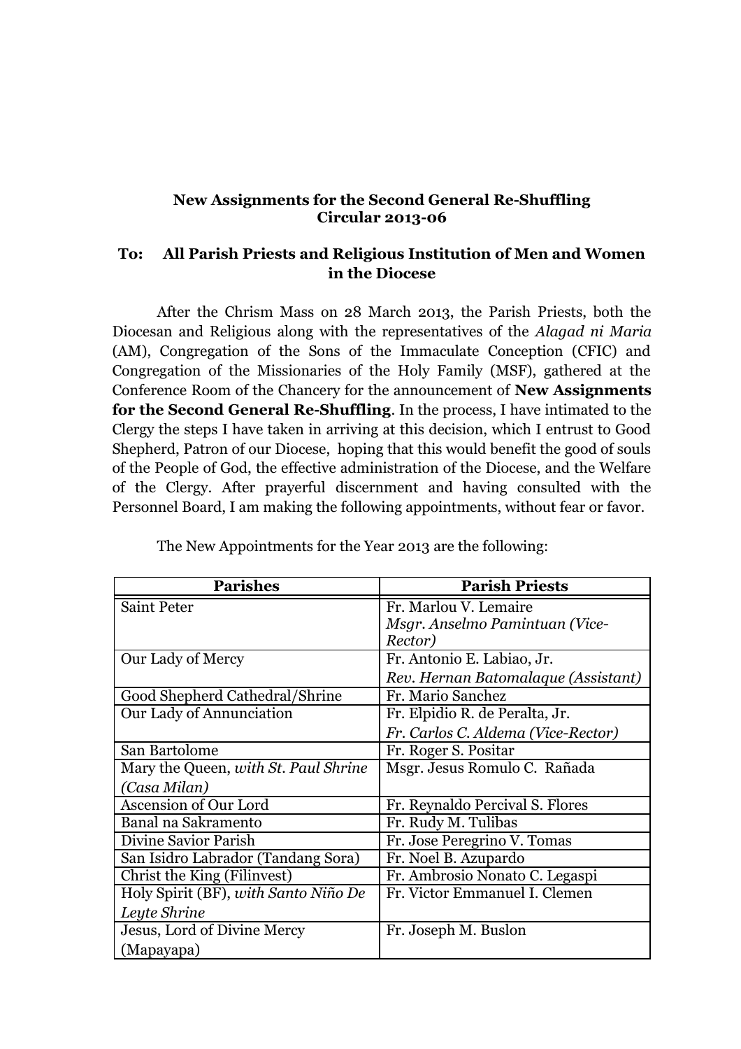**New Assignments for the Second General Re-Shuffling**
**Circular 2013-06**

**To: All Parish Priests and Religious Institution of Men and Women in the Diocese**

After the Chrism Mass on 28 March 2013, the Parish Priests, both the Diocesan and Religious along with the representatives of the *Alagad ni Maria* (AM), Congregation of the Sons of the Immaculate Conception (CFIC) and Congregation of the Missionaries of the Holy Family (MSF), gathered at the Conference Room of the Chancery for the announcement of **New Assignments for the Second General Re-Shuffling**. In the process, I have intimated to the Clergy the steps I have taken in arriving at this decision, which I entrust to Good Shepherd, Patron of our Diocese, hoping that this would benefit the good of souls of the People of God, the effective administration of the Diocese, and the Welfare of the Clergy. After prayerful discernment and having consulted with the Personnel Board, I am making the following appointments, without fear or favor.

The New Appointments for the Year 2013 are the following:

| Parishes | Parish Priests |
|---|---|
| Saint Peter | Fr. Marlou V. Lemaire<br>*Msgr. Anselmo Pamintuan (Vice-Rector)* |
| Our Lady of Mercy | Fr. Antonio E. Labiao, Jr.<br>*Rev. Hernan Batomalaque (Assistant)* |
| Good Shepherd Cathedral/Shrine | Fr. Mario Sanchez |
| Our Lady of Annunciation | Fr. Elpidio R. de Peralta, Jr.<br>*Fr. Carlos C. Aldema (Vice-Rector)* |
| San Bartolome | Fr. Roger S. Positar |
| Mary the Queen, *with St. Paul Shrine (Casa Milan)* | Msgr. Jesus Romulo C. Rañada |
| Ascension of Our Lord | Fr. Reynaldo Percival S. Flores |
| Banal na Sakramento | Fr. Rudy M. Tulibas |
| Divine Savior Parish | Fr. Jose Peregrino V. Tomas |
| San Isidro Labrador (Tandang Sora) | Fr. Noel B. Azupardo |
| Christ the King (Filinvest) | Fr. Ambrosio Nonato C. Legaspi |
| Holy Spirit (BF), *with Santo Niño De Leyte Shrine* | Fr. Victor Emmanuel I. Clemen |
| Jesus, Lord of Divine Mercy (Mapayapa) | Fr. Joseph M. Buslon |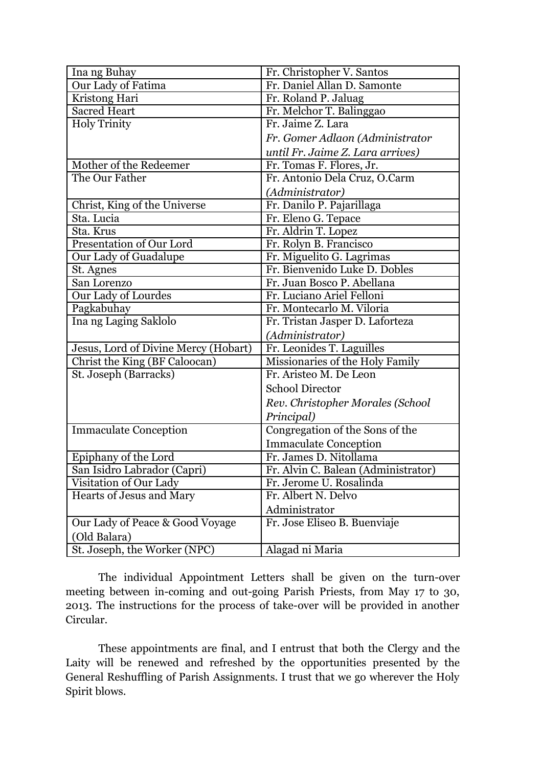| | |
|---|---|
| Ina ng Buhay | Fr. Christopher V. Santos |
| Our Lady of Fatima | Fr. Daniel Allan D. Samonte |
| Kristong Hari | Fr. Roland P. Jaluag |
| Sacred Heart | Fr. Melchor T. Balinggao |
| Holy Trinity | Fr. Jaime Z. Lara<br>*Fr. Gomer Adlaon (Administrator until Fr. Jaime Z. Lara arrives)* |
| Mother of the Redeemer | Fr. Tomas F. Flores, Jr. |
| The Our Father | Fr. Antonio Dela Cruz, O.Carm *(Administrator)* |
| Christ, King of the Universe | Fr. Danilo P. Pajarillaga |
| Sta. Lucia | Fr. Eleno G. Tepace |
| Sta. Krus | Fr. Aldrin T. Lopez |
| Presentation of Our Lord | Fr. Rolyn B. Francisco |
| Our Lady of Guadalupe | Fr. Miguelito G. Lagrimas |
| St. Agnes | Fr. Bienvenido Luke D. Dobles |
| San Lorenzo | Fr. Juan Bosco P. Abellana |
| Our Lady of Lourdes | Fr. Luciano Ariel Felloni |
| Pagkabuhay | Fr. Montecarlo M. Viloria |
| Ina ng Laging Saklolo | Fr. Tristan Jasper D. Laforteza *(Administrator)* |
| Jesus, Lord of Divine Mercy (Hobart) | Fr. Leonides T. Laguilles |
| Christ the King (BF Caloocan) | Missionaries of the Holy Family |
| St. Joseph (Barracks) | Fr. Aristeo M. De Leon<br>School Director<br>*Rev. Christopher Morales (School Principal)* |
| Immaculate Conception | Congregation of the Sons of the Immaculate Conception |
| Epiphany of the Lord | Fr. James D. Nitollama |
| San Isidro Labrador (Capri) | Fr. Alvin C. Balean (Administrator) |
| Visitation of Our Lady | Fr. Jerome U. Rosalinda |
| Hearts of Jesus and Mary | Fr. Albert N. Delvo<br>Administrator |
| Our Lady of Peace & Good Voyage (Old Balara) | Fr. Jose Eliseo B. Buenviaje |
| St. Joseph, the Worker (NPC) | Alagad ni Maria |

The individual Appointment Letters shall be given on the turn-over meeting between in-coming and out-going Parish Priests, from May 17 to 30, 2013. The instructions for the process of take-over will be provided in another Circular.

These appointments are final, and I entrust that both the Clergy and the Laity will be renewed and refreshed by the opportunities presented by the General Reshuffling of Parish Assignments. I trust that we go wherever the Holy Spirit blows.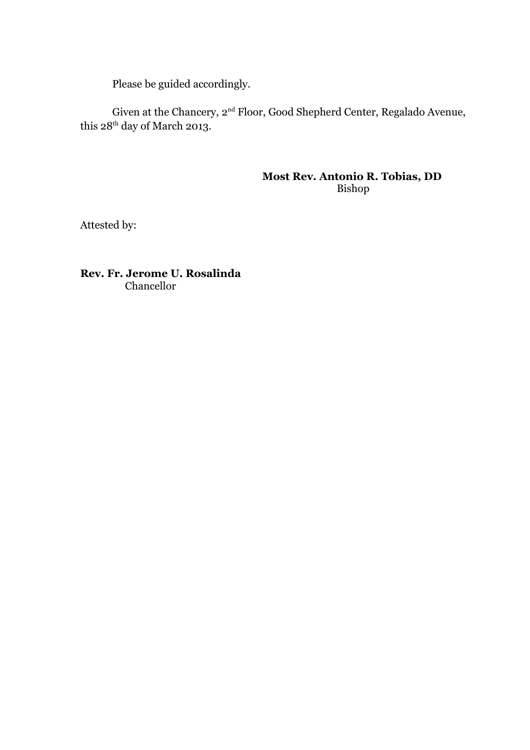Please be guided accordingly.

Given at the Chancery, 2nd Floor, Good Shepherd Center, Regalado Avenue, this 28th day of March 2013.

**Most Rev. Antonio R. Tobias, DD**
Bishop

Attested by:

**Rev. Fr. Jerome U. Rosalinda**
Chancellor